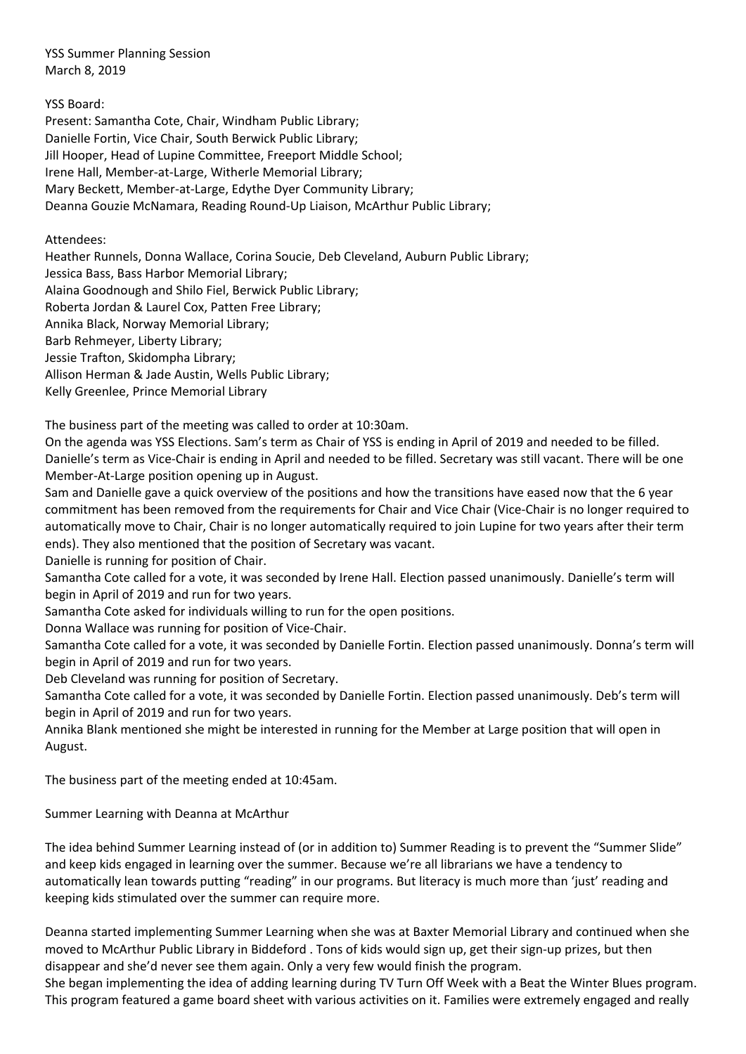YSS Summer Planning Session
March 8, 2019

YSS Board:
Present: Samantha Cote, Chair, Windham Public Library;
Danielle Fortin, Vice Chair, South Berwick Public Library;
Jill Hooper, Head of Lupine Committee, Freeport Middle School;
Irene Hall, Member-at-Large, Witherle Memorial Library;
Mary Beckett, Member-at-Large, Edythe Dyer Community Library;
Deanna Gouzie McNamara, Reading Round-Up Liaison, McArthur Public Library;

Attendees:
Heather Runnels, Donna Wallace, Corina Soucie, Deb Cleveland, Auburn Public Library;
Jessica Bass, Bass Harbor Memorial Library;
Alaina Goodnough and Shilo Fiel, Berwick Public Library;
Roberta Jordan & Laurel Cox, Patten Free Library;
Annika Black, Norway Memorial Library;
Barb Rehmeyer, Liberty Library;
Jessie Trafton, Skidompha Library;
Allison Herman & Jade Austin, Wells Public Library;
Kelly Greenlee, Prince Memorial Library

The business part of the meeting was called to order at 10:30am.
On the agenda was YSS Elections. Sam's term as Chair of YSS is ending in April of 2019 and needed to be filled. Danielle's term as Vice-Chair is ending in April and needed to be filled. Secretary was still vacant. There will be one Member-At-Large position opening up in August.
Sam and Danielle gave a quick overview of the positions and how the transitions have eased now that the 6 year commitment has been removed from the requirements for Chair and Vice Chair (Vice-Chair is no longer required to automatically move to Chair, Chair is no longer automatically required to join Lupine for two years after their term ends). They also mentioned that the position of Secretary was vacant.
Danielle is running for position of Chair.
Samantha Cote called for a vote, it was seconded by Irene Hall. Election passed unanimously. Danielle's term will begin in April of 2019 and run for two years.
Samantha Cote asked for individuals willing to run for the open positions.
Donna Wallace was running for position of Vice-Chair.
Samantha Cote called for a vote, it was seconded by Danielle Fortin. Election passed unanimously. Donna's term will begin in April of 2019 and run for two years.
Deb Cleveland was running for position of Secretary.
Samantha Cote called for a vote, it was seconded by Danielle Fortin. Election passed unanimously. Deb's term will begin in April of 2019 and run for two years.
Annika Blank mentioned she might be interested in running for the Member at Large position that will open in August.

The business part of the meeting ended at 10:45am.

Summer Learning with Deanna at McArthur

The idea behind Summer Learning instead of (or in addition to) Summer Reading is to prevent the "Summer Slide" and keep kids engaged in learning over the summer. Because we're all librarians we have a tendency to automatically lean towards putting "reading" in our programs. But literacy is much more than 'just' reading and keeping kids stimulated over the summer can require more.

Deanna started implementing Summer Learning when she was at Baxter Memorial Library and continued when she moved to McArthur Public Library in Biddeford . Tons of kids would sign up, get their sign-up prizes, but then disappear and she'd never see them again. Only a very few would finish the program.
She began implementing the idea of adding learning during TV Turn Off Week with a Beat the Winter Blues program. This program featured a game board sheet with various activities on it. Families were extremely engaged and really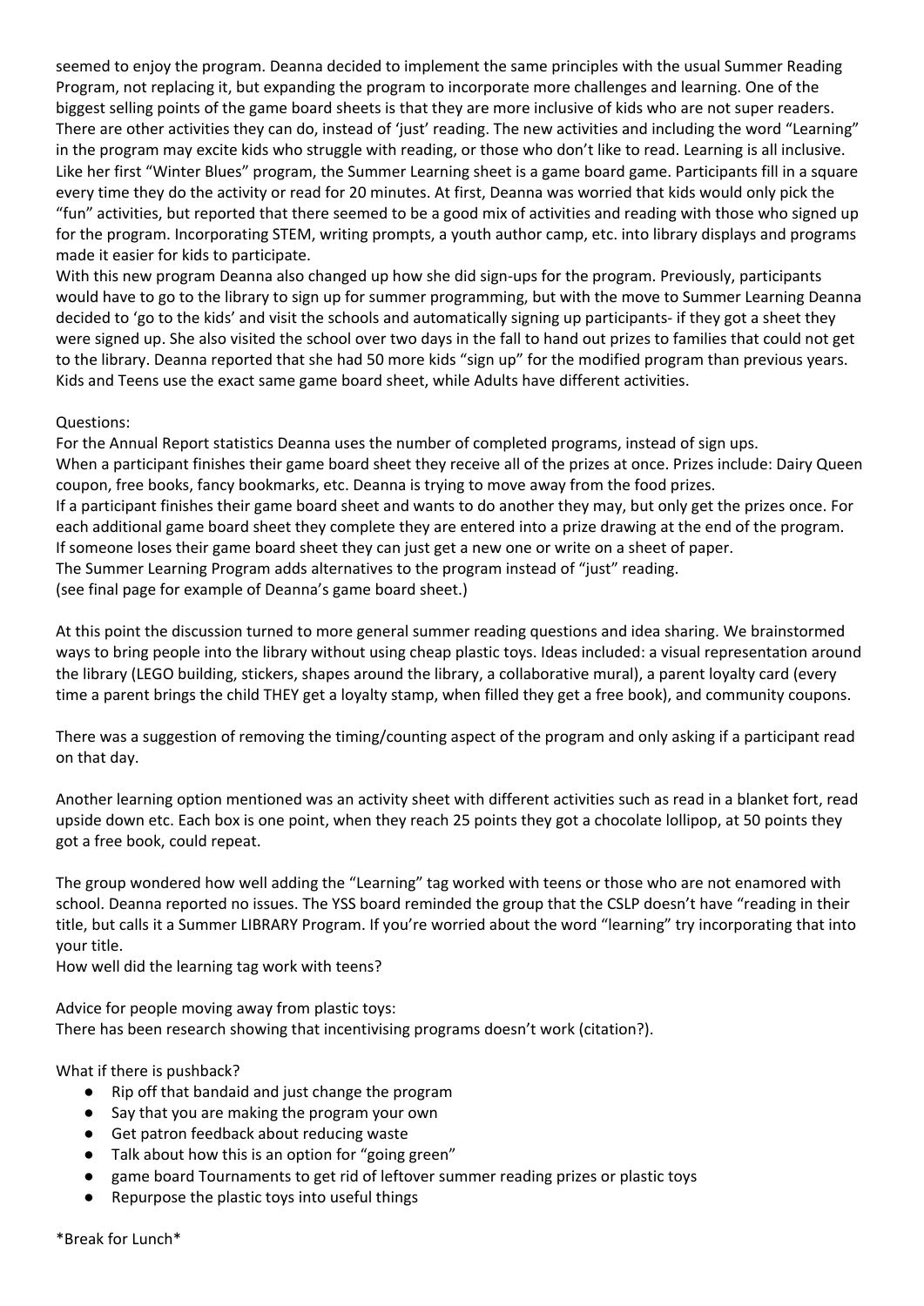seemed to enjoy the program. Deanna decided to implement the same principles with the usual Summer Reading Program, not replacing it, but expanding the program to incorporate more challenges and learning. One of the biggest selling points of the game board sheets is that they are more inclusive of kids who are not super readers. There are other activities they can do, instead of 'just' reading. The new activities and including the word "Learning" in the program may excite kids who struggle with reading, or those who don't like to read. Learning is all inclusive. Like her first "Winter Blues" program, the Summer Learning sheet is a game board game. Participants fill in a square every time they do the activity or read for 20 minutes. At first, Deanna was worried that kids would only pick the "fun" activities, but reported that there seemed to be a good mix of activities and reading with those who signed up for the program. Incorporating STEM, writing prompts, a youth author camp, etc. into library displays and programs made it easier for kids to participate.

With this new program Deanna also changed up how she did sign-ups for the program. Previously, participants would have to go to the library to sign up for summer programming, but with the move to Summer Learning Deanna decided to 'go to the kids' and visit the schools and automatically signing up participants- if they got a sheet they were signed up. She also visited the school over two days in the fall to hand out prizes to families that could not get to the library. Deanna reported that she had 50 more kids "sign up" for the modified program than previous years. Kids and Teens use the exact same game board sheet, while Adults have different activities.

Questions:

For the Annual Report statistics Deanna uses the number of completed programs, instead of sign ups.

When a participant finishes their game board sheet they receive all of the prizes at once. Prizes include: Dairy Queen coupon, free books, fancy bookmarks, etc. Deanna is trying to move away from the food prizes.

If a participant finishes their game board sheet and wants to do another they may, but only get the prizes once. For each additional game board sheet they complete they are entered into a prize drawing at the end of the program.

If someone loses their game board sheet they can just get a new one or write on a sheet of paper.

The Summer Learning Program adds alternatives to the program instead of "just" reading.

(see final page for example of Deanna's game board sheet.)

At this point the discussion turned to more general summer reading questions and idea sharing. We brainstormed ways to bring people into the library without using cheap plastic toys. Ideas included: a visual representation around the library (LEGO building, stickers, shapes around the library, a collaborative mural), a parent loyalty card (every time a parent brings the child THEY get a loyalty stamp, when filled they get a free book), and community coupons.

There was a suggestion of removing the timing/counting aspect of the program and only asking if a participant read on that day.

Another learning option mentioned was an activity sheet with different activities such as read in a blanket fort, read upside down etc. Each box is one point, when they reach 25 points they got a chocolate lollipop, at 50 points they got a free book, could repeat.

The group wondered how well adding the "Learning" tag worked with teens or those who are not enamored with school. Deanna reported no issues. The YSS board reminded the group that the CSLP doesn't have "reading in their title, but calls it a Summer LIBRARY Program. If you're worried about the word "learning" try incorporating that into your title.

How well did the learning tag work with teens?

Advice for people moving away from plastic toys:

There has been research showing that incentivising programs doesn't work (citation?).

What if there is pushback?

- Rip off that bandaid and just change the program
- Say that you are making the program your own
- Get patron feedback about reducing waste
- Talk about how this is an option for "going green"
- game board Tournaments to get rid of leftover summer reading prizes or plastic toys
- Repurpose the plastic toys into useful things

*Break for Lunch*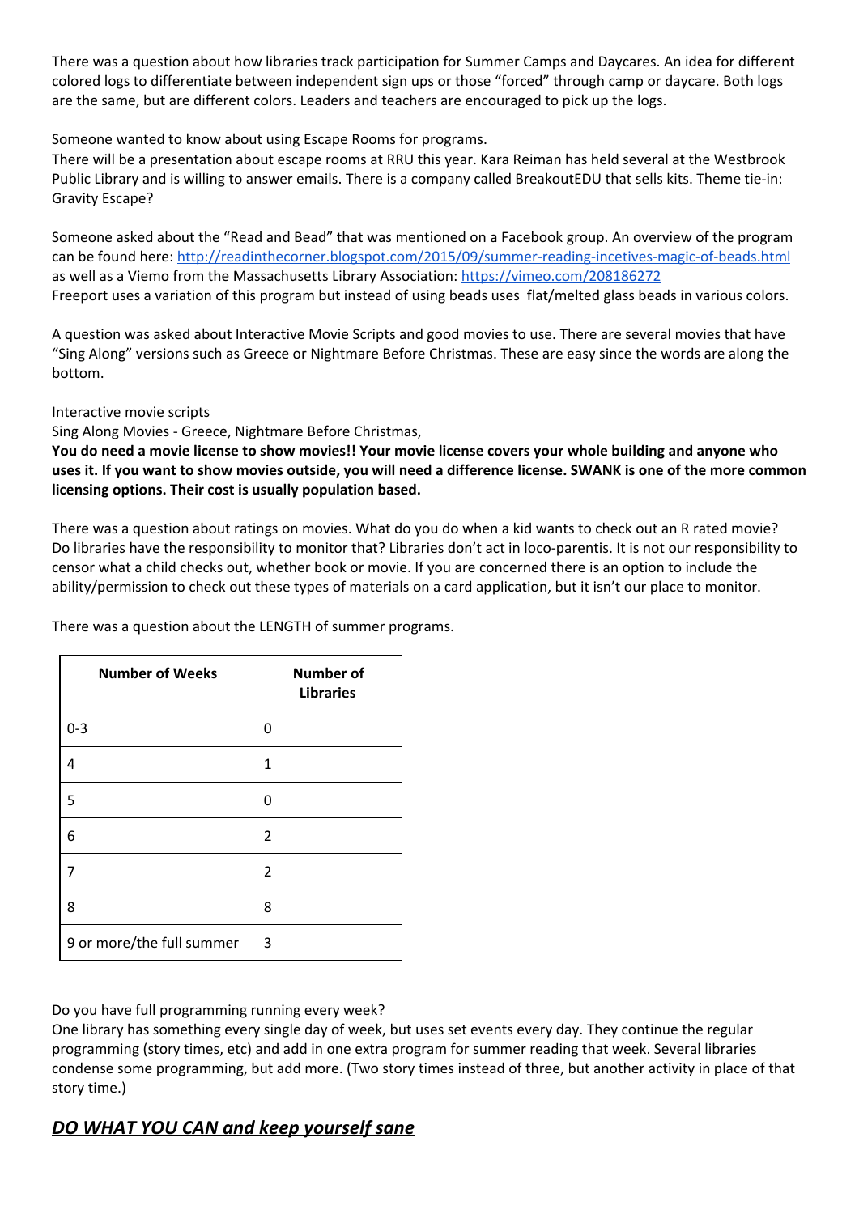There was a question about how libraries track participation for Summer Camps and Daycares. An idea for different colored logs to differentiate between independent sign ups or those "forced" through camp or daycare. Both logs are the same, but are different colors. Leaders and teachers are encouraged to pick up the logs.

Someone wanted to know about using Escape Rooms for programs.
There will be a presentation about escape rooms at RRU this year. Kara Reiman has held several at the Westbrook Public Library and is willing to answer emails. There is a company called BreakoutEDU that sells kits. Theme tie-in: Gravity Escape?

Someone asked about the "Read and Bead" that was mentioned on a Facebook group. An overview of the program can be found here: http://readinthecorner.blogspot.com/2015/09/summer-reading-incetives-magic-of-beads.html as well as a Viemo from the Massachusetts Library Association: https://vimeo.com/208186272
Freeport uses a variation of this program but instead of using beads uses flat/melted glass beads in various colors.

A question was asked about Interactive Movie Scripts and good movies to use. There are several movies that have "Sing Along" versions such as Greece or Nightmare Before Christmas. These are easy since the words are along the bottom.

Interactive movie scripts
Sing Along Movies - Greece, Nightmare Before Christmas,
**You do need a movie license to show movies!! Your movie license covers your whole building and anyone who uses it. If you want to show movies outside, you will need a difference license. SWANK is one of the more common licensing options. Their cost is usually population based.**

There was a question about ratings on movies. What do you do when a kid wants to check out an R rated movie? Do libraries have the responsibility to monitor that? Libraries don't act in loco-parentis. It is not our responsibility to censor what a child checks out, whether book or movie. If you are concerned there is an option to include the ability/permission to check out these types of materials on a card application, but it isn't our place to monitor.

There was a question about the LENGTH of summer programs.

| Number of Weeks | Number of Libraries |
|---|---|
| 0-3 | 0 |
| 4 | 1 |
| 5 | 0 |
| 6 | 2 |
| 7 | 2 |
| 8 | 8 |
| 9 or more/the full summer | 3 |

Do you have full programming running every week?
One library has something every single day of week, but uses set events every day. They continue the regular programming (story times, etc) and add in one extra program for summer reading that week. Several libraries condense some programming, but add more. (Two story times instead of three, but another activity in place of that story time.)

## ***<u>DO WHAT YOU CAN and keep yourself sane</u>***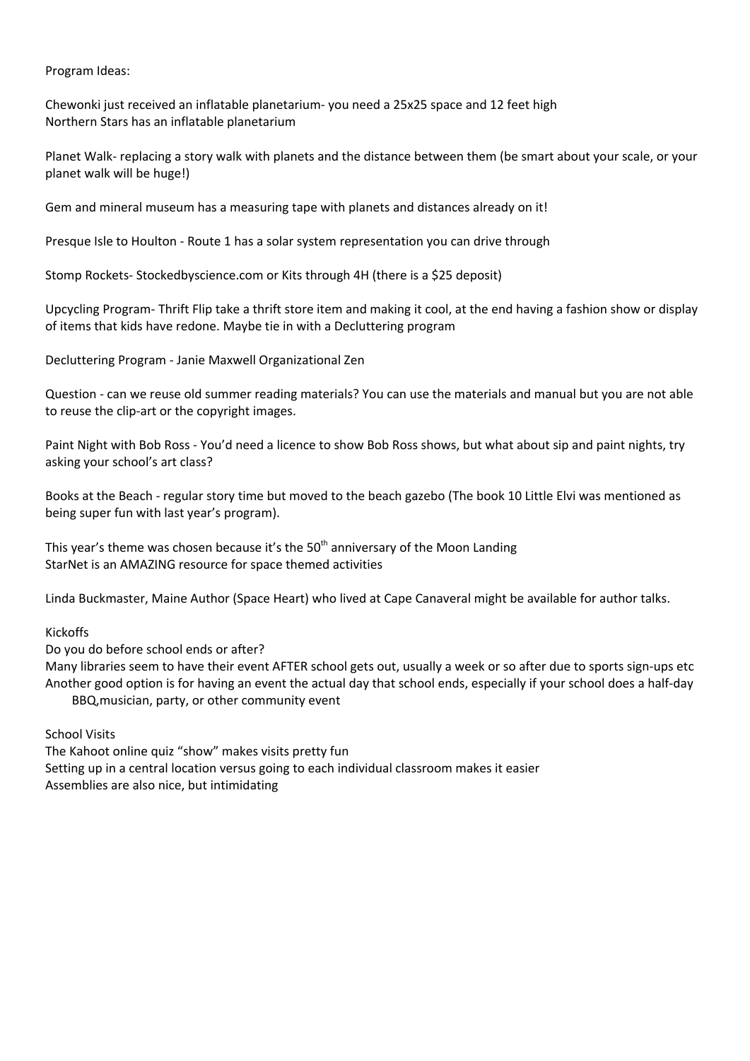Program Ideas:

Chewonki just received an inflatable planetarium- you need a 25x25 space and 12 feet high
Northern Stars has an inflatable planetarium

Planet Walk- replacing a story walk with planets and the distance between them (be smart about your scale, or your planet walk will be huge!)

Gem and mineral museum has a measuring tape with planets and distances already on it!

Presque Isle to Houlton - Route 1 has a solar system representation you can drive through

Stomp Rockets- Stockedbyscience.com or Kits through 4H (there is a $25 deposit)

Upcycling Program- Thrift Flip take a thrift store item and making it cool, at the end having a fashion show or display of items that kids have redone. Maybe tie in with a Decluttering program

Decluttering Program - Janie Maxwell Organizational Zen

Question - can we reuse old summer reading materials? You can use the materials and manual but you are not able to reuse the clip-art or the copyright images.

Paint Night with Bob Ross - You'd need a licence to show Bob Ross shows, but what about sip and paint nights, try asking your school's art class?

Books at the Beach - regular story time but moved to the beach gazebo (The book 10 Little Elvi was mentioned as being super fun with last year's program).

This year's theme was chosen because it's the 50th anniversary of the Moon Landing
StarNet is an AMAZING resource for space themed activities

Linda Buckmaster, Maine Author (Space Heart) who lived at Cape Canaveral might be available for author talks.

Kickoffs
Do you do before school ends or after?
Many libraries seem to have their event AFTER school gets out, usually a week or so after due to sports sign-ups etc
Another good option is for having an event the actual day that school ends, especially if your school does a half-day
    BBQ,musician, party, or other community event

School Visits
The Kahoot online quiz "show" makes visits pretty fun
Setting up in a central location versus going to each individual classroom makes it easier
Assemblies are also nice, but intimidating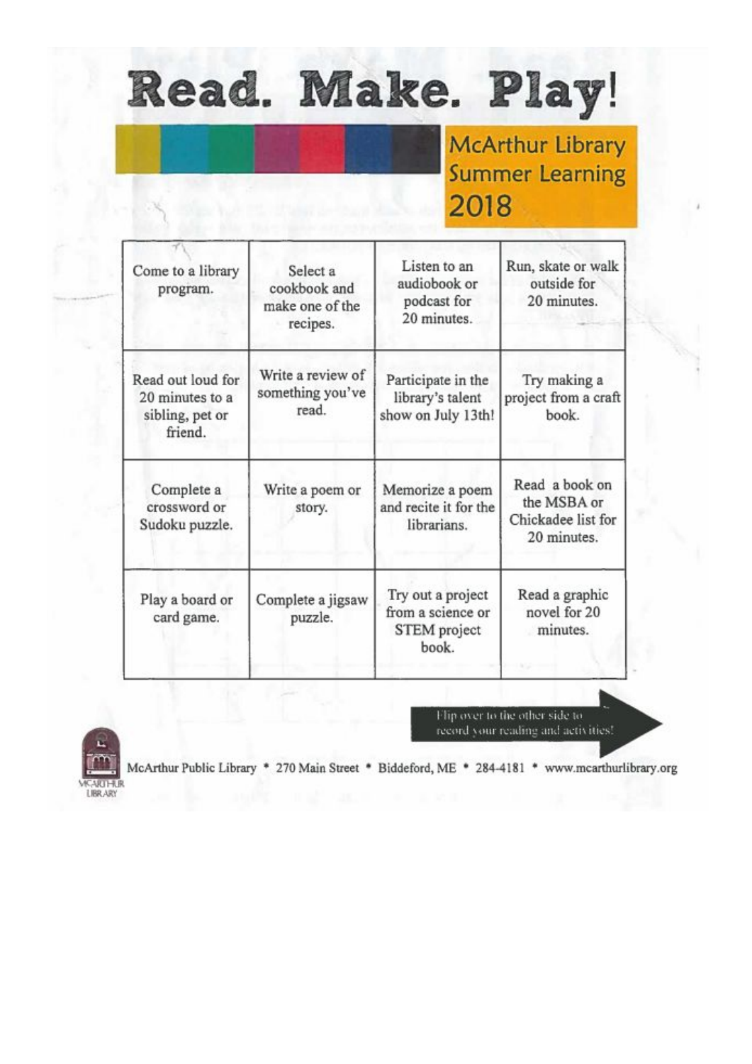# Read. Make. Play!

## McArthur Library Summer Learning 2018

| Come to a library program. | Select a cookbook and make one of the recipes. | Listen to an audiobook or podcast for 20 minutes. | Run, skate or walk outside for 20 minutes. |
|---|---|---|---|
| Read out loud for 20 minutes to a sibling, pet or friend. | Write a review of something you've read. | Participate in the library's talent show on July 13th! | Try making a project from a craft book. |
| Complete a crossword or Sudoku puzzle. | Write a poem or story. | Memorize a poem and recite it for the librarians. | Read a book on the MSBA or Chickadee list for 20 minutes. |
| Play a board or card game. | Complete a jigsaw puzzle. | Try out a project from a science or STEM project book. | Read a graphic novel for 20 minutes. |

Flip over to the other side to record your reading and activities!

McArthur Public Library • 270 Main Street • Biddeford, ME • 284-4181 • www.mcarthurlibrary.org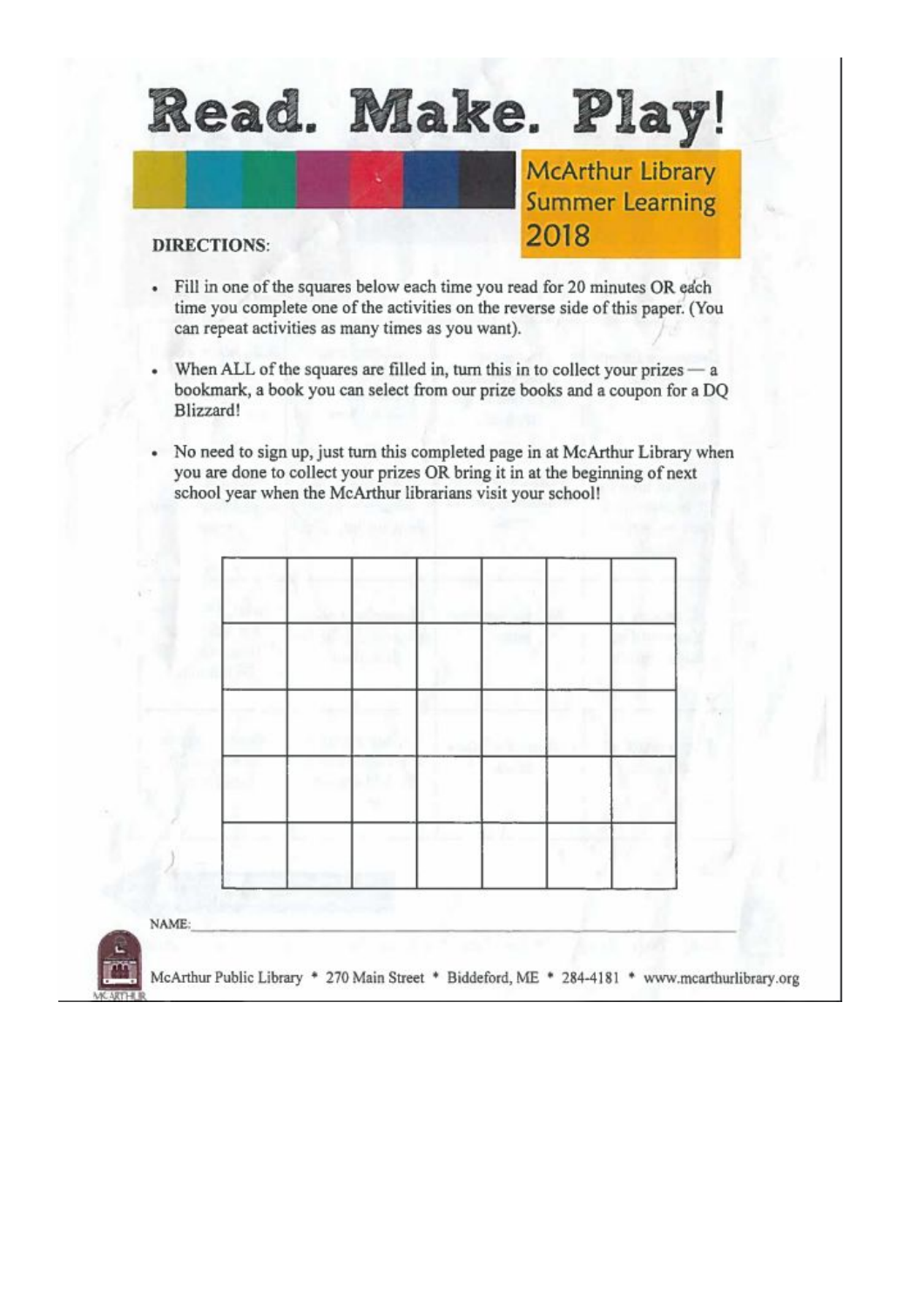# Read. Make. Play!

McArthur Library Summer Learning 2018

**DIRECTIONS:**

- Fill in one of the squares below each time you read for 20 minutes OR each time you complete one of the activities on the reverse side of this paper. (You can repeat activities as many times as you want).
- When ALL of the squares are filled in, turn this in to collect your prizes — a bookmark, a book you can select from our prize books and a coupon for a DQ Blizzard!
- No need to sign up, just turn this completed page in at McArthur Library when you are done to collect your prizes OR bring it in at the beginning of next school year when the McArthur librarians visit your school!

| | | | | | | |
|---|---|---|---|---|---|---|
| | | | | | | |
| | | | | | | |
| | | | | | | |
| | | | | | | |
| | | | | | | |

NAME: ______________________________

McArthur Public Library * 270 Main Street * Biddeford, ME * 284-4181 * www.mcarthurlibrary.org